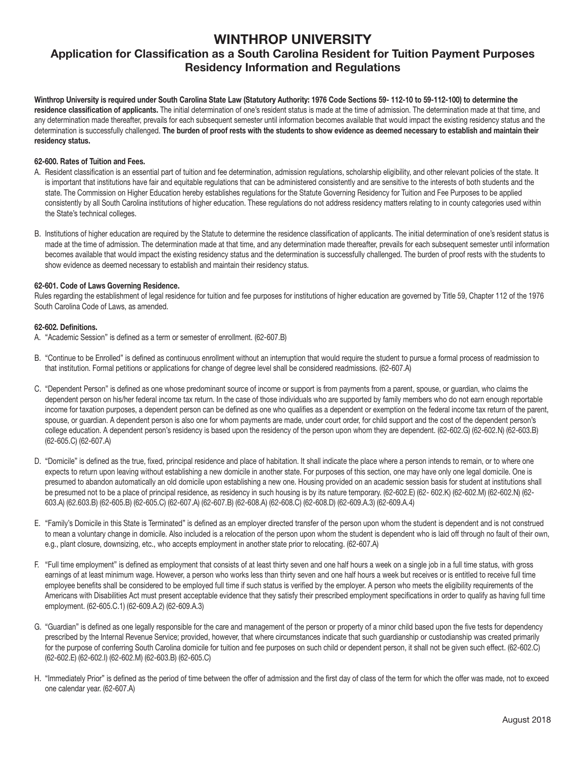# WINTHROP UNIVERSITY

## Application for Classification as a South Carolina Resident for Tuition Payment Purposes Residency Information and Regulations

**Winthrop University is required under South Carolina State Law (Statutory Authority: 1976 Code Sections 59- 112-10 to 59-112-100) to determine the residence classification of applicants.** The initial determination of one's resident status is made at the time of admission. The determination made at that time, and any determination made thereafter, prevails for each subsequent semester until information becomes available that would impact the existing residency status and the determination is successfully challenged. **The burden of proof rests with the students to show evidence as deemed necessary to establish and maintain their residency status.**

**62-600. Rates of Tuition and Fees.**

A. Resident classification is an essential part of tuition and fee determination, admission regulations, scholarship eligibility, and other relevant policies of the state. It is important that institutions have fair and equitable regulations that can be administered consistently and are sensitive to the interests of both students and the state. The Commission on Higher Education hereby establishes regulations for the Statute Governing Residency for Tuition and Fee Purposes to be applied consistently by all South Carolina institutions of higher education. These regulations do not address residency matters relating to in county categories used within the State's technical colleges.

B. Institutions of higher education are required by the Statute to determine the residence classification of applicants. The initial determination of one's resident status is made at the time of admission. The determination made at that time, and any determination made thereafter, prevails for each subsequent semester until information becomes available that would impact the existing residency status and the determination is successfully challenged. The burden of proof rests with the students to show evidence as deemed necessary to establish and maintain their residency status.

**62-601. Code of Laws Governing Residence.**

Rules regarding the establishment of legal residence for tuition and fee purposes for institutions of higher education are governed by Title 59, Chapter 112 of the 1976 South Carolina Code of Laws, as amended.

**62-602. Definitions.**

A. "Academic Session" is defined as a term or semester of enrollment. (62-607.B)

B. "Continue to be Enrolled" is defined as continuous enrollment without an interruption that would require the student to pursue a formal process of readmission to that institution. Formal petitions or applications for change of degree level shall be considered readmissions. (62-607.A)

C. "Dependent Person" is defined as one whose predominant source of income or support is from payments from a parent, spouse, or guardian, who claims the dependent person on his/her federal income tax return. In the case of those individuals who are supported by family members who do not earn enough reportable income for taxation purposes, a dependent person can be defined as one who qualifies as a dependent or exemption on the federal income tax return of the parent, spouse, or guardian. A dependent person is also one for whom payments are made, under court order, for child support and the cost of the dependent person's college education. A dependent person's residency is based upon the residency of the person upon whom they are dependent. (62-602.G) (62-602.N) (62-603.B) (62-605.C) (62-607.A)

D. "Domicile" is defined as the true, fixed, principal residence and place of habitation. It shall indicate the place where a person intends to remain, or to where one expects to return upon leaving without establishing a new domicile in another state. For purposes of this section, one may have only one legal domicile. One is presumed to abandon automatically an old domicile upon establishing a new one. Housing provided on an academic session basis for student at institutions shall be presumed not to be a place of principal residence, as residency in such housing is by its nature temporary. (62-602.E) (62- 602.K) (62-602.M) (62-602.N) (62-603.A) (62.603.B) (62-605.B) (62-605.C) (62-607.A) (62-607.B) (62-608.A) (62-608.C) (62-608.D) (62-609.A.3) (62-609.A.4)

E. "Family's Domicile in this State is Terminated" is defined as an employer directed transfer of the person upon whom the student is dependent and is not construed to mean a voluntary change in domicile. Also included is a relocation of the person upon whom the student is dependent who is laid off through no fault of their own, e.g., plant closure, downsizing, etc., who accepts employment in another state prior to relocating. (62-607.A)

F. "Full time employment" is defined as employment that consists of at least thirty seven and one half hours a week on a single job in a full time status, with gross earnings of at least minimum wage. However, a person who works less than thirty seven and one half hours a week but receives or is entitled to receive full time employee benefits shall be considered to be employed full time if such status is verified by the employer. A person who meets the eligibility requirements of the Americans with Disabilities Act must present acceptable evidence that they satisfy their prescribed employment specifications in order to qualify as having full time employment. (62-605.C.1) (62-609.A.2) (62-609.A.3)

G. "Guardian" is defined as one legally responsible for the care and management of the person or property of a minor child based upon the five tests for dependency prescribed by the Internal Revenue Service; provided, however, that where circumstances indicate that such guardianship or custodianship was created primarily for the purpose of conferring South Carolina domicile for tuition and fee purposes on such child or dependent person, it shall not be given such effect. (62-602.C) (62-602.E) (62-602.I) (62-602.M) (62-603.B) (62-605.C)

H. "Immediately Prior" is defined as the period of time between the offer of admission and the first day of class of the term for which the offer was made, not to exceed one calendar year. (62-607.A)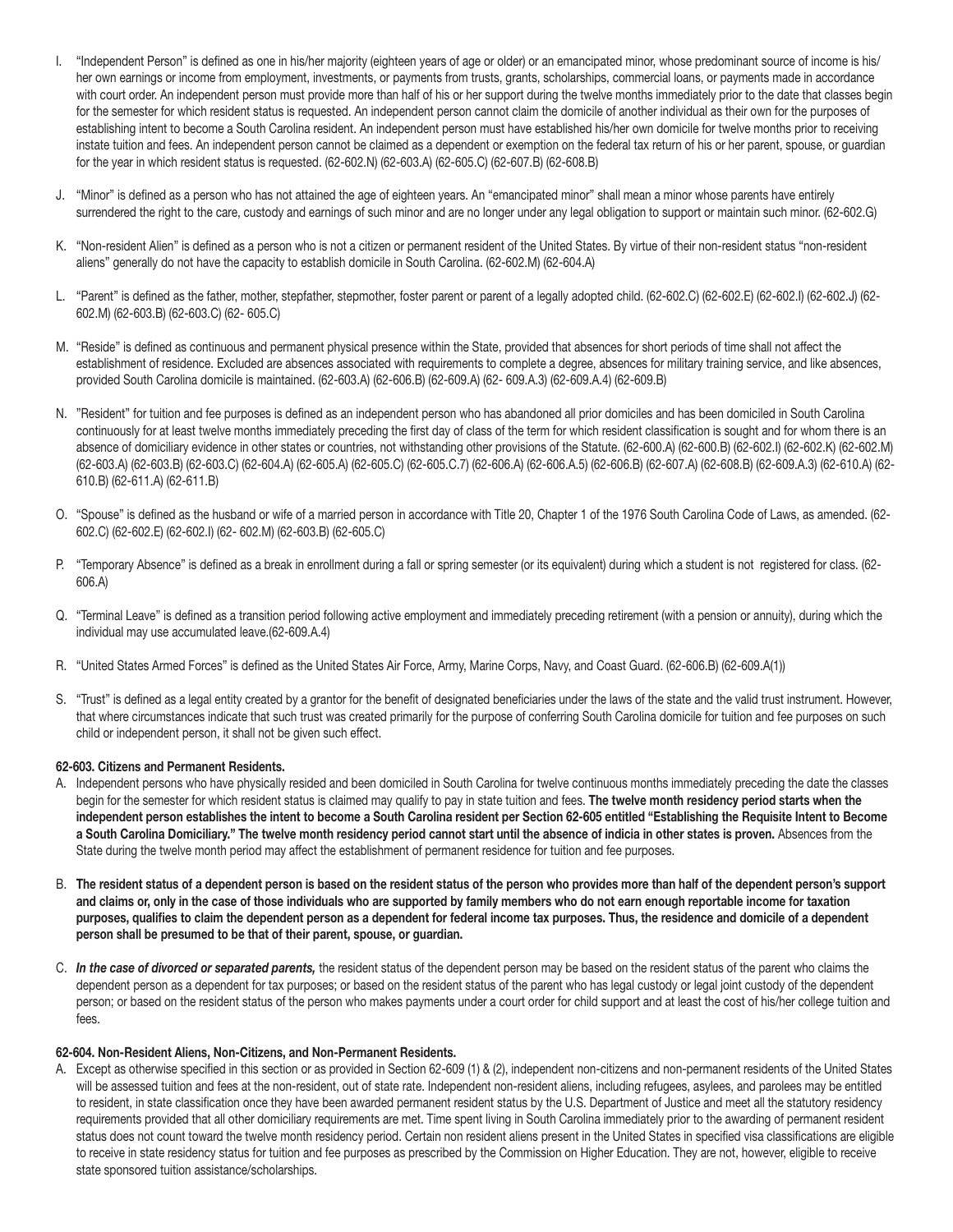I. "Independent Person" is defined as one in his/her majority (eighteen years of age or older) or an emancipated minor, whose predominant source of income is his/her own earnings or income from employment, investments, or payments from trusts, grants, scholarships, commercial loans, or payments made in accordance with court order. An independent person must provide more than half of his or her support during the twelve months immediately prior to the date that classes begin for the semester for which resident status is requested. An independent person cannot claim the domicile of another individual as their own for the purposes of establishing intent to become a South Carolina resident. An independent person must have established his/her own domicile for twelve months prior to receiving instate tuition and fees. An independent person cannot be claimed as a dependent or exemption on the federal tax return of his or her parent, spouse, or guardian for the year in which resident status is requested. (62-602.N) (62-603.A) (62-605.C) (62-607.B) (62-608.B)

J. "Minor" is defined as a person who has not attained the age of eighteen years. An "emancipated minor" shall mean a minor whose parents have entirely surrendered the right to the care, custody and earnings of such minor and are no longer under any legal obligation to support or maintain such minor. (62-602.G)

K. "Non-resident Alien" is defined as a person who is not a citizen or permanent resident of the United States. By virtue of their non-resident status "non-resident aliens" generally do not have the capacity to establish domicile in South Carolina. (62-602.M) (62-604.A)

L. "Parent" is defined as the father, mother, stepfather, stepmother, foster parent or parent of a legally adopted child. (62-602.C) (62-602.E) (62-602.I) (62-602.J) (62-602.M) (62-603.B) (62-603.C) (62- 605.C)

M. "Reside" is defined as continuous and permanent physical presence within the State, provided that absences for short periods of time shall not affect the establishment of residence. Excluded are absences associated with requirements to complete a degree, absences for military training service, and like absences, provided South Carolina domicile is maintained. (62-603.A) (62-606.B) (62-609.A) (62- 609.A.3) (62-609.A.4) (62-609.B)

N. "Resident" for tuition and fee purposes is defined as an independent person who has abandoned all prior domiciles and has been domiciled in South Carolina continuously for at least twelve months immediately preceding the first day of class of the term for which resident classification is sought and for whom there is an absence of domiciliary evidence in other states or countries, not withstanding other provisions of the Statute. (62-600.A) (62-600.B) (62-602.I) (62-602.K) (62-602.M) (62-603.A) (62-603.B) (62-603.C) (62-604.A) (62-605.A) (62-605.C) (62-605.C.7) (62-606.A) (62-606.A.5) (62-606.B) (62-607.A) (62-608.B) (62-609.A.3) (62-610.A) (62-610.B) (62-611.A) (62-611.B)

O. "Spouse" is defined as the husband or wife of a married person in accordance with Title 20, Chapter 1 of the 1976 South Carolina Code of Laws, as amended. (62-602.C) (62-602.E) (62-602.I) (62- 602.M) (62-603.B) (62-605.C)

P. "Temporary Absence" is defined as a break in enrollment during a fall or spring semester (or its equivalent) during which a student is not registered for class. (62-606.A)

Q. "Terminal Leave" is defined as a transition period following active employment and immediately preceding retirement (with a pension or annuity), during which the individual may use accumulated leave.(62-609.A.4)

R. "United States Armed Forces" is defined as the United States Air Force, Army, Marine Corps, Navy, and Coast Guard. (62-606.B) (62-609.A(1))

S. "Trust" is defined as a legal entity created by a grantor for the benefit of designated beneficiaries under the laws of the state and the valid trust instrument. However, that where circumstances indicate that such trust was created primarily for the purpose of conferring South Carolina domicile for tuition and fee purposes on such child or independent person, it shall not be given such effect.

**62-603. Citizens and Permanent Residents.**

A. Independent persons who have physically resided and been domiciled in South Carolina for twelve continuous months immediately preceding the date the classes begin for the semester for which resident status is claimed may qualify to pay in state tuition and fees. **The twelve month residency period starts when the independent person establishes the intent to become a South Carolina resident per Section 62-605 entitled "Establishing the Requisite Intent to Become a South Carolina Domiciliary." The twelve month residency period cannot start until the absence of indicia in other states is proven.** Absences from the State during the twelve month period may affect the establishment of permanent residence for tuition and fee purposes.

B. **The resident status of a dependent person is based on the resident status of the person who provides more than half of the dependent person's support and claims or, only in the case of those individuals who are supported by family members who do not earn enough reportable income for taxation purposes, qualifies to claim the dependent person as a dependent for federal income tax purposes. Thus, the residence and domicile of a dependent person shall be presumed to be that of their parent, spouse, or guardian.**

C. ***In the case of divorced or separated parents,*** the resident status of the dependent person may be based on the resident status of the parent who claims the dependent person as a dependent for tax purposes; or based on the resident status of the parent who has legal custody or legal joint custody of the dependent person; or based on the resident status of the person who makes payments under a court order for child support and at least the cost of his/her college tuition and fees.

**62-604. Non-Resident Aliens, Non-Citizens, and Non-Permanent Residents.**

A. Except as otherwise specified in this section or as provided in Section 62-609 (1) & (2), independent non-citizens and non-permanent residents of the United States will be assessed tuition and fees at the non-resident, out of state rate. Independent non-resident aliens, including refugees, asylees, and parolees may be entitled to resident, in state classification once they have been awarded permanent resident status by the U.S. Department of Justice and meet all the statutory residency requirements provided that all other domiciliary requirements are met. Time spent living in South Carolina immediately prior to the awarding of permanent resident status does not count toward the twelve month residency period. Certain non resident aliens present in the United States in specified visa classifications are eligible to receive in state residency status for tuition and fee purposes as prescribed by the Commission on Higher Education. They are not, however, eligible to receive state sponsored tuition assistance/scholarships.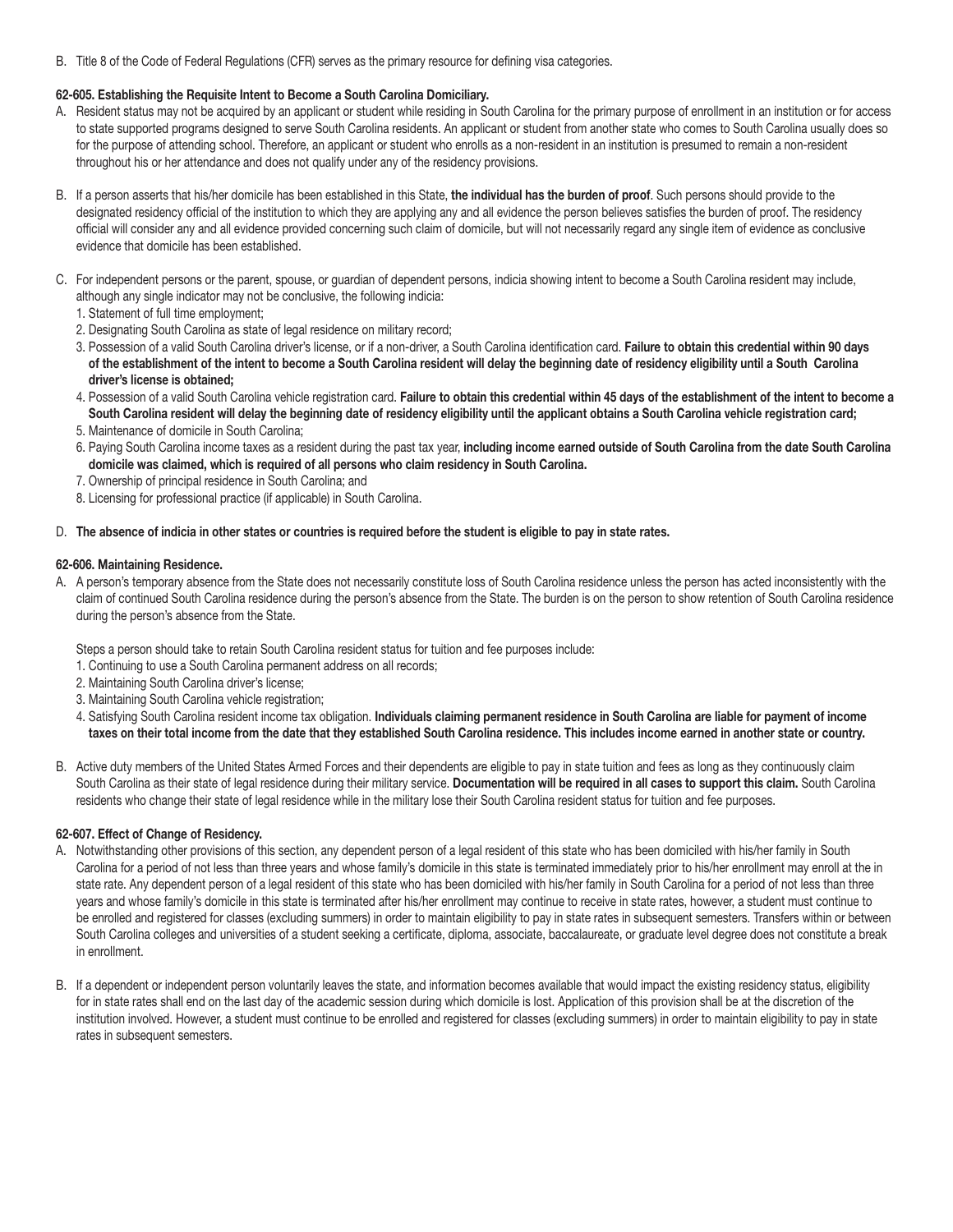B. Title 8 of the Code of Federal Regulations (CFR) serves as the primary resource for defining visa categories.

### 62-605. Establishing the Requisite Intent to Become a South Carolina Domiciliary.

A. Resident status may not be acquired by an applicant or student while residing in South Carolina for the primary purpose of enrollment in an institution or for access to state supported programs designed to serve South Carolina residents. An applicant or student from another state who comes to South Carolina usually does so for the purpose of attending school. Therefore, an applicant or student who enrolls as a non-resident in an institution is presumed to remain a non-resident throughout his or her attendance and does not qualify under any of the residency provisions.

B. If a person asserts that his/her domicile has been established in this State, **the individual has the burden of proof**. Such persons should provide to the designated residency official of the institution to which they are applying any and all evidence the person believes satisfies the burden of proof. The residency official will consider any and all evidence provided concerning such claim of domicile, but will not necessarily regard any single item of evidence as conclusive evidence that domicile has been established.

C. For independent persons or the parent, spouse, or guardian of dependent persons, indicia showing intent to become a South Carolina resident may include, although any single indicator may not be conclusive, the following indicia:
   1. Statement of full time employment;
   2. Designating South Carolina as state of legal residence on military record;
   3. Possession of a valid South Carolina driver's license, or if a non-driver, a South Carolina identification card. **Failure to obtain this credential within 90 days of the establishment of the intent to become a South Carolina resident will delay the beginning date of residency eligibility until a South Carolina driver's license is obtained;**
   4. Possession of a valid South Carolina vehicle registration card. **Failure to obtain this credential within 45 days of the establishment of the intent to become a South Carolina resident will delay the beginning date of residency eligibility until the applicant obtains a South Carolina vehicle registration card;**
   5. Maintenance of domicile in South Carolina;
   6. Paying South Carolina income taxes as a resident during the past tax year, **including income earned outside of South Carolina from the date South Carolina domicile was claimed, which is required of all persons who claim residency in South Carolina.**
   7. Ownership of principal residence in South Carolina; and
   8. Licensing for professional practice (if applicable) in South Carolina.

D. **The absence of indicia in other states or countries is required before the student is eligible to pay in state rates.**

### 62-606. Maintaining Residence.

A. A person's temporary absence from the State does not necessarily constitute loss of South Carolina residence unless the person has acted inconsistently with the claim of continued South Carolina residence during the person's absence from the State. The burden is on the person to show retention of South Carolina residence during the person's absence from the State.

   Steps a person should take to retain South Carolina resident status for tuition and fee purposes include:
   1. Continuing to use a South Carolina permanent address on all records;
   2. Maintaining South Carolina driver's license;
   3. Maintaining South Carolina vehicle registration;
   4. Satisfying South Carolina resident income tax obligation. **Individuals claiming permanent residence in South Carolina are liable for payment of income taxes on their total income from the date that they established South Carolina residence. This includes income earned in another state or country.**

B. Active duty members of the United States Armed Forces and their dependents are eligible to pay in state tuition and fees as long as they continuously claim South Carolina as their state of legal residence during their military service. **Documentation will be required in all cases to support this claim.** South Carolina residents who change their state of legal residence while in the military lose their South Carolina resident status for tuition and fee purposes.

### 62-607. Effect of Change of Residency.

A. Notwithstanding other provisions of this section, any dependent person of a legal resident of this state who has been domiciled with his/her family in South Carolina for a period of not less than three years and whose family's domicile in this state is terminated immediately prior to his/her enrollment may enroll at the in state rate. Any dependent person of a legal resident of this state who has been domiciled with his/her family in South Carolina for a period of not less than three years and whose family's domicile in this state is terminated after his/her enrollment may continue to receive in state rates, however, a student must continue to be enrolled and registered for classes (excluding summers) in order to maintain eligibility to pay in state rates in subsequent semesters. Transfers within or between South Carolina colleges and universities of a student seeking a certificate, diploma, associate, baccalaureate, or graduate level degree does not constitute a break in enrollment.

B. If a dependent or independent person voluntarily leaves the state, and information becomes available that would impact the existing residency status, eligibility for in state rates shall end on the last day of the academic session during which domicile is lost. Application of this provision shall be at the discretion of the institution involved. However, a student must continue to be enrolled and registered for classes (excluding summers) in order to maintain eligibility to pay in state rates in subsequent semesters.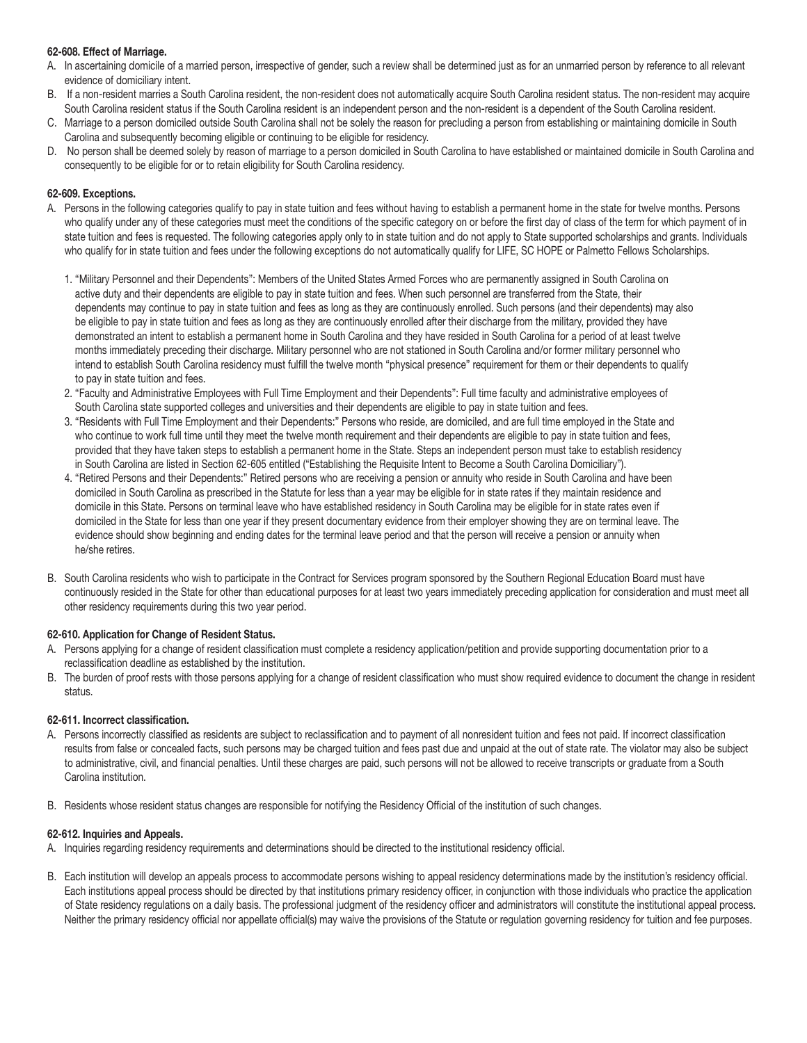**62-608. Effect of Marriage.**

A. In ascertaining domicile of a married person, irrespective of gender, such a review shall be determined just as for an unmarried person by reference to all relevant evidence of domiciliary intent.

B. If a non-resident marries a South Carolina resident, the non-resident does not automatically acquire South Carolina resident status. The non-resident may acquire South Carolina resident status if the South Carolina resident is an independent person and the non-resident is a dependent of the South Carolina resident.

C. Marriage to a person domiciled outside South Carolina shall not be solely the reason for precluding a person from establishing or maintaining domicile in South Carolina and subsequently becoming eligible or continuing to be eligible for residency.

D. No person shall be deemed solely by reason of marriage to a person domiciled in South Carolina to have established or maintained domicile in South Carolina and consequently to be eligible for or to retain eligibility for South Carolina residency.

**62-609. Exceptions.**

A. Persons in the following categories qualify to pay in state tuition and fees without having to establish a permanent home in the state for twelve months. Persons who qualify under any of these categories must meet the conditions of the specific category on or before the first day of class of the term for which payment of in state tuition and fees is requested. The following categories apply only to in state tuition and do not apply to State supported scholarships and grants. Individuals who qualify for in state tuition and fees under the following exceptions do not automatically qualify for LIFE, SC HOPE or Palmetto Fellows Scholarships.

1. "Military Personnel and their Dependents": Members of the United States Armed Forces who are permanently assigned in South Carolina on active duty and their dependents are eligible to pay in state tuition and fees. When such personnel are transferred from the State, their dependents may continue to pay in state tuition and fees as long as they are continuously enrolled. Such persons (and their dependents) may also be eligible to pay in state tuition and fees as long as they are continuously enrolled after their discharge from the military, provided they have demonstrated an intent to establish a permanent home in South Carolina and they have resided in South Carolina for a period of at least twelve months immediately preceding their discharge. Military personnel who are not stationed in South Carolina and/or former military personnel who intend to establish South Carolina residency must fulfill the twelve month "physical presence" requirement for them or their dependents to qualify to pay in state tuition and fees.
2. "Faculty and Administrative Employees with Full Time Employment and their Dependents": Full time faculty and administrative employees of South Carolina state supported colleges and universities and their dependents are eligible to pay in state tuition and fees.
3. "Residents with Full Time Employment and their Dependents:" Persons who reside, are domiciled, and are full time employed in the State and who continue to work full time until they meet the twelve month requirement and their dependents are eligible to pay in state tuition and fees, provided that they have taken steps to establish a permanent home in the State. Steps an independent person must take to establish residency in South Carolina are listed in Section 62-605 entitled ("Establishing the Requisite Intent to Become a South Carolina Domiciliary").
4. "Retired Persons and their Dependents:" Retired persons who are receiving a pension or annuity who reside in South Carolina and have been domiciled in South Carolina as prescribed in the Statute for less than a year may be eligible for in state rates if they maintain residence and domicile in this State. Persons on terminal leave who have established residency in South Carolina may be eligible for in state rates even if domiciled in the State for less than one year if they present documentary evidence from their employer showing they are on terminal leave. The evidence should show beginning and ending dates for the terminal leave period and that the person will receive a pension or annuity when he/she retires.

B. South Carolina residents who wish to participate in the Contract for Services program sponsored by the Southern Regional Education Board must have continuously resided in the State for other than educational purposes for at least two years immediately preceding application for consideration and must meet all other residency requirements during this two year period.

**62-610. Application for Change of Resident Status.**

A. Persons applying for a change of resident classification must complete a residency application/petition and provide supporting documentation prior to a reclassification deadline as established by the institution.

B. The burden of proof rests with those persons applying for a change of resident classification who must show required evidence to document the change in resident status.

**62-611. Incorrect classification.**

A. Persons incorrectly classified as residents are subject to reclassification and to payment of all nonresident tuition and fees not paid. If incorrect classification results from false or concealed facts, such persons may be charged tuition and fees past due and unpaid at the out of state rate. The violator may also be subject to administrative, civil, and financial penalties. Until these charges are paid, such persons will not be allowed to receive transcripts or graduate from a South Carolina institution.

B. Residents whose resident status changes are responsible for notifying the Residency Official of the institution of such changes.

**62-612. Inquiries and Appeals.**

A. Inquiries regarding residency requirements and determinations should be directed to the institutional residency official.

B. Each institution will develop an appeals process to accommodate persons wishing to appeal residency determinations made by the institution's residency official. Each institutions appeal process should be directed by that institutions primary residency officer, in conjunction with those individuals who practice the application of State residency regulations on a daily basis. The professional judgment of the residency officer and administrators will constitute the institutional appeal process. Neither the primary residency official nor appellate official(s) may waive the provisions of the Statute or regulation governing residency for tuition and fee purposes.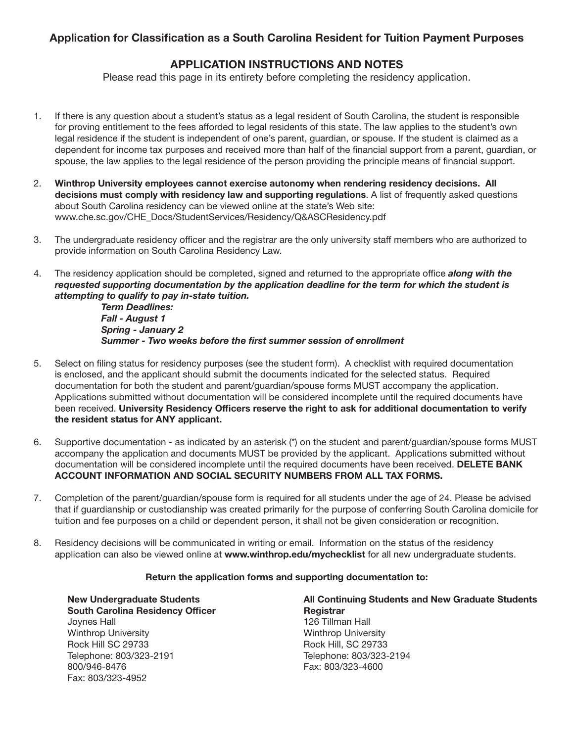## Application for Classification as a South Carolina Resident for Tuition Payment Purposes

## APPLICATION INSTRUCTIONS AND NOTES

Please read this page in its entirety before completing the residency application.

1. If there is any question about a student's status as a legal resident of South Carolina, the student is responsible for proving entitlement to the fees afforded to legal residents of this state. The law applies to the student's own legal residence if the student is independent of one's parent, guardian, or spouse. If the student is claimed as a dependent for income tax purposes and received more than half of the financial support from a parent, guardian, or spouse, the law applies to the legal residence of the person providing the principle means of financial support.

2. **Winthrop University employees cannot exercise autonomy when rendering residency decisions. All decisions must comply with residency law and supporting regulations**. A list of frequently asked questions about South Carolina residency can be viewed online at the state's Web site: www.che.sc.gov/CHE_Docs/StudentServices/Residency/Q&ASCResidency.pdf

3. The undergraduate residency officer and the registrar are the only university staff members who are authorized to provide information on South Carolina Residency Law.

4. The residency application should be completed, signed and returned to the appropriate office ***along with the requested supporting documentation by the application deadline for the term for which the student is attempting to qualify to pay in-state tuition.***

   ***Term Deadlines:***
   ***Fall - August 1***
   ***Spring - January 2***
   ***Summer - Two weeks before the first summer session of enrollment***

5. Select on filing status for residency purposes (see the student form). A checklist with required documentation is enclosed, and the applicant should submit the documents indicated for the selected status. Required documentation for both the student and parent/guardian/spouse forms MUST accompany the application. Applications submitted without documentation will be considered incomplete until the required documents have been received. **University Residency Officers reserve the right to ask for additional documentation to verify the resident status for ANY applicant.**

6. Supportive documentation - as indicated by an asterisk (*) on the student and parent/guardian/spouse forms MUST accompany the application and documents MUST be provided by the applicant. Applications submitted without documentation will be considered incomplete until the required documents have been received. **DELETE BANK ACCOUNT INFORMATION AND SOCIAL SECURITY NUMBERS FROM ALL TAX FORMS.**

7. Completion of the parent/guardian/spouse form is required for all students under the age of 24. Please be advised that if guardianship or custodianship was created primarily for the purpose of conferring South Carolina domicile for tuition and fee purposes on a child or dependent person, it shall not be given consideration or recognition.

8. Residency decisions will be communicated in writing or email. Information on the status of the residency application can also be viewed online at **www.winthrop.edu/mychecklist** for all new undergraduate students.

**Return the application forms and supporting documentation to:**

**New Undergraduate Students**
**South Carolina Residency Officer**
Joynes Hall
Winthrop University
Rock Hill SC 29733
Telephone: 803/323-2191
800/946-8476
Fax: 803/323-4952

**All Continuing Students and New Graduate Students**
**Registrar**
126 Tillman Hall
Winthrop University
Rock Hill, SC 29733
Telephone: 803/323-2194
Fax: 803/323-4600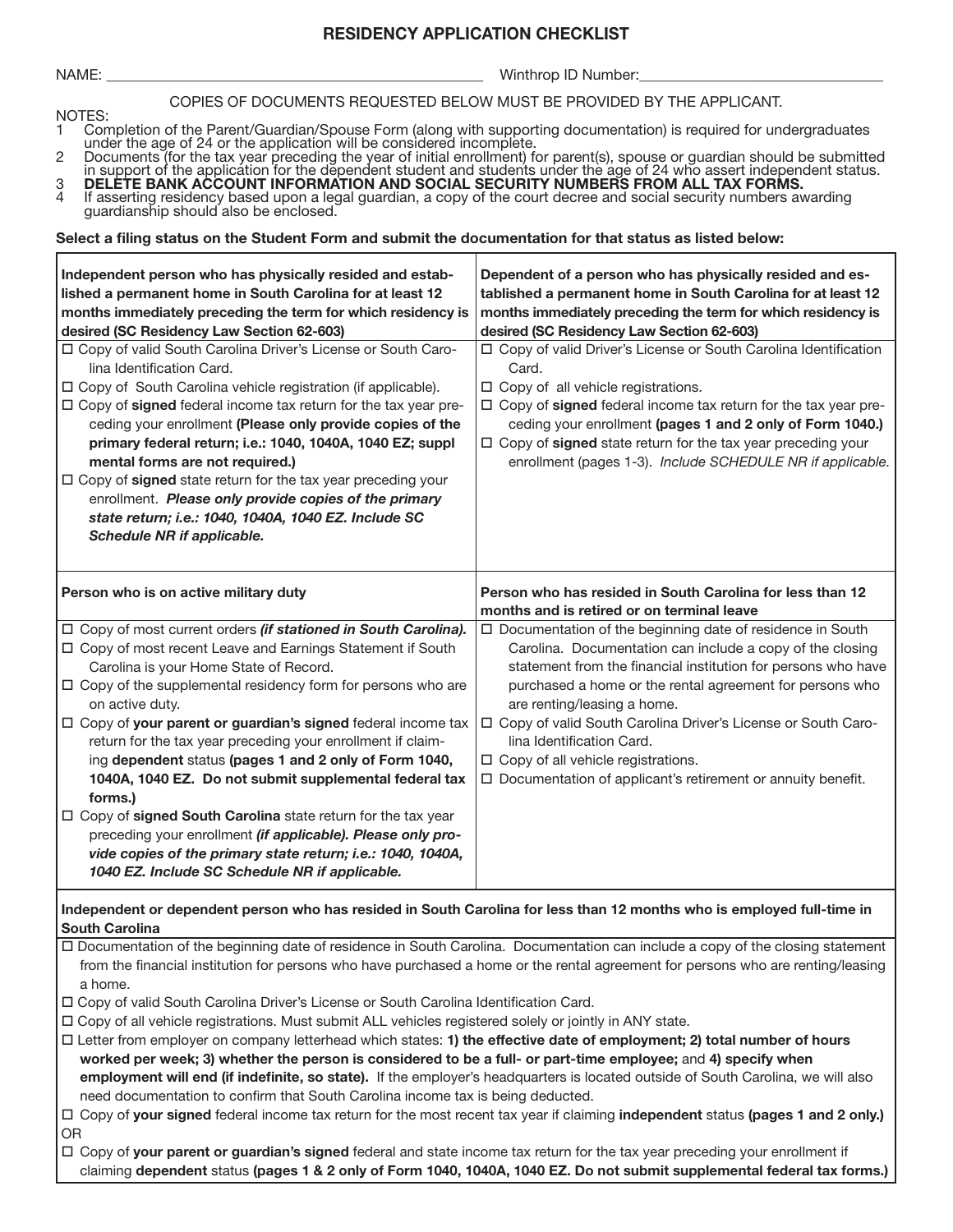# RESIDENCY APPLICATION CHECKLIST

NAME: ______________________________ Winthrop ID Number: ______________________________

COPIES OF DOCUMENTS REQUESTED BELOW MUST BE PROVIDED BY THE APPLICANT.

NOTES:

1. Completion of the Parent/Guardian/Spouse Form (along with supporting documentation) is required for undergraduates under the age of 24 or the application will be considered incomplete.
2. Documents (for the tax year preceding the year of initial enrollment) for parent(s), spouse or guardian should be submitted in support of the application for the dependent student and students under the age of 24 who assert independent status.
3. **DELETE BANK ACCOUNT INFORMATION AND SOCIAL SECURITY NUMBERS FROM ALL TAX FORMS.**
4. If asserting residency based upon a legal guardian, a copy of the court decree and social security numbers awarding guardianship should also be enclosed.

**Select a filing status on the Student Form and submit the documentation for that status as listed below:**

| **Independent person who has physically resided and established a permanent home in South Carolina for at least 12 months immediately preceding the term for which residency is desired (SC Residency Law Section 62-603)** | **Dependent of a person who has physically resided and established a permanent home in South Carolina for at least 12 months immediately preceding the term for which residency is desired (SC Residency Law Section 62-603)** |
|---|---|
| ☐ Copy of valid South Carolina Driver's License or South Carolina Identification Card.<br>☐ Copy of South Carolina vehicle registration (if applicable).<br>☐ Copy of **signed** federal income tax return for the tax year preceding your enrollment **(Please only provide copies of the primary federal return; i.e.: 1040, 1040A, 1040 EZ; suppl mental forms are not required.)**<br>☐ Copy of **signed** state return for the tax year preceding your enrollment. ***Please only provide copies of the primary state return; i.e.: 1040, 1040A, 1040 EZ. Include SC Schedule NR if applicable.*** | ☐ Copy of valid Driver's License or South Carolina Identification Card.<br>☐ Copy of all vehicle registrations.<br>☐ Copy of **signed** federal income tax return for the tax year preceding your enrollment **(pages 1 and 2 only of Form 1040.)**<br>☐ Copy of **signed** state return for the tax year preceding your enrollment (pages 1-3). *Include SCHEDULE NR if applicable.* |
| **Person who is on active military duty** | **Person who has resided in South Carolina for less than 12 months and is retired or on terminal leave** |
| ☐ Copy of most current orders ***(if stationed in South Carolina).***<br>☐ Copy of most recent Leave and Earnings Statement if South Carolina is your Home State of Record.<br>☐ Copy of the supplemental residency form for persons who are on active duty.<br>☐ Copy of **your parent or guardian's signed** federal income tax return for the tax year preceding your enrollment if claiming **dependent** status **(pages 1 and 2 only of Form 1040, 1040A, 1040 EZ. Do not submit supplemental federal tax forms.)**<br>☐ Copy of **signed South Carolina** state return for the tax year preceding your enrollment ***(if applicable). Please only provide copies of the primary state return; i.e.: 1040, 1040A, 1040 EZ. Include SC Schedule NR if applicable.*** | ☐ Documentation of the beginning date of residence in South Carolina. Documentation can include a copy of the closing statement from the financial institution for persons who have purchased a home or the rental agreement for persons who are renting/leasing a home.<br>☐ Copy of valid South Carolina Driver's License or South Carolina Identification Card.<br>☐ Copy of all vehicle registrations.<br>☐ Documentation of applicant's retirement or annuity benefit. |

**Independent or dependent person who has resided in South Carolina for less than 12 months who is employed full-time in South Carolina**

- ☐ Documentation of the beginning date of residence in South Carolina. Documentation can include a copy of the closing statement from the financial institution for persons who have purchased a home or the rental agreement for persons who are renting/leasing a home.
- ☐ Copy of valid South Carolina Driver's License or South Carolina Identification Card.
- ☐ Copy of all vehicle registrations. Must submit ALL vehicles registered solely or jointly in ANY state.
- ☐ Letter from employer on company letterhead which states: **1) the effective date of employment; 2) total number of hours worked per week; 3) whether the person is considered to be a full- or part-time employee;** and **4) specify when employment will end (if indefinite, so state).** If the employer's headquarters is located outside of South Carolina, we will also need documentation to confirm that South Carolina income tax is being deducted.
- ☐ Copy of **your signed** federal income tax return for the most recent tax year if claiming **independent** status **(pages 1 and 2 only.)**

OR

- ☐ Copy of **your parent or guardian's signed** federal and state income tax return for the tax year preceding your enrollment if claiming **dependent** status **(pages 1 & 2 only of Form 1040, 1040A, 1040 EZ. Do not submit supplemental federal tax forms.)**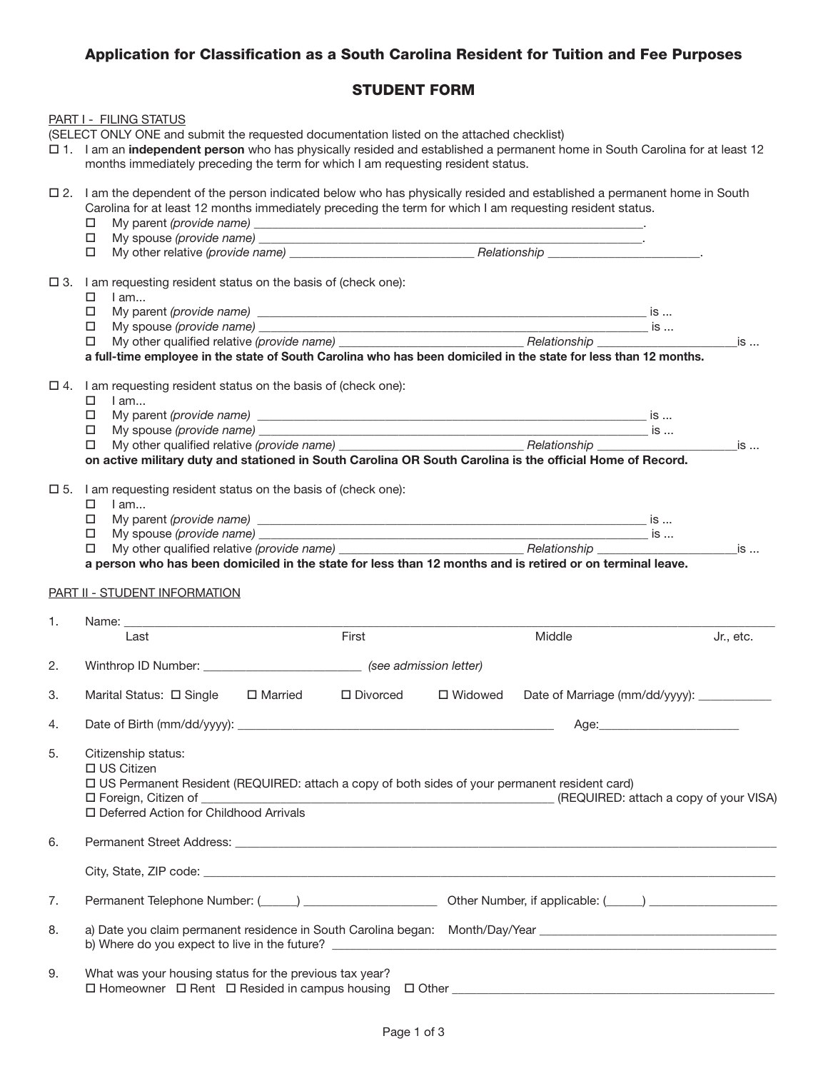# Application for Classification as a South Carolina Resident for Tuition and Fee Purposes

## STUDENT FORM

PART I - FILING STATUS

(SELECT ONLY ONE and submit the requested documentation listed on the attached checklist)

☐ 1. I am an **independent person** who has physically resided and established a permanent home in South Carolina for at least 12 months immediately preceding the term for which I am requesting resident status.

☐ 2. I am the dependent of the person indicated below who has physically resided and established a permanent home in South Carolina for at least 12 months immediately preceding the term for which I am requesting resident status.

- ☐ My parent *(provide name)* ________________________________________________.
- ☐ My spouse *(provide name)* ________________________________________________.
- ☐ My other relative *(provide name)* ____________________ *Relationship* ________________.

☐ 3. I am requesting resident status on the basis of (check one):

- ☐ I am...
- ☐ My parent *(provide name)* ________________________________________________ is ...
- ☐ My spouse *(provide name)* ________________________________________________ is ...
- ☐ My other qualified relative *(provide name)* ____________________ *Relationship* ________________is ...

**a full-time employee in the state of South Carolina who has been domiciled in the state for less than 12 months.**

☐ 4. I am requesting resident status on the basis of (check one):

- ☐ I am...
- ☐ My parent *(provide name)* ________________________________________________ is ...
- ☐ My spouse *(provide name)* ________________________________________________ is ...
- ☐ My other qualified relative *(provide name)* ____________________ *Relationship* ________________is ...

**on active military duty and stationed in South Carolina OR South Carolina is the official Home of Record.**

☐ 5. I am requesting resident status on the basis of (check one):

- ☐ I am...
- ☐ My parent *(provide name)* ________________________________________________ is ...
- ☐ My spouse *(provide name)* ________________________________________________ is ...
- ☐ My other qualified relative *(provide name)* ____________________ *Relationship* ________________is ...

**a person who has been domiciled in the state for less than 12 months and is retired or on terminal leave.**

PART II - STUDENT INFORMATION

1. Name: ______________________________________________________________________
   Last First Middle Jr., etc.

2. Winthrop ID Number: ____________________ *(see admission letter)*

3. Marital Status: ☐ Single ☐ Married ☐ Divorced ☐ Widowed Date of Marriage (mm/dd/yyyy): __________

4. Date of Birth (mm/dd/yyyy): ________________________________ Age:________________

5. Citizenship status:
   ☐ US Citizen
   ☐ US Permanent Resident (REQUIRED: attach a copy of both sides of your permanent resident card)
   ☐ Foreign, Citizen of ________________________________ (REQUIRED: attach a copy of your VISA)
   ☐ Deferred Action for Childhood Arrivals

6. Permanent Street Address: ____________________________________________________________

   City, State, ZIP code: ________________________________________________________________

7. Permanent Telephone Number: (_____) ________________ Other Number, if applicable: (_____) ________________

8. a) Date you claim permanent residence in South Carolina began: Month/Day/Year ____________________________
   b) Where do you expect to live in the future? ______________________________________________

9. What was your housing status for the previous tax year?
   ☐ Homeowner ☐ Rent ☐ Resided in campus housing ☐ Other ________________________________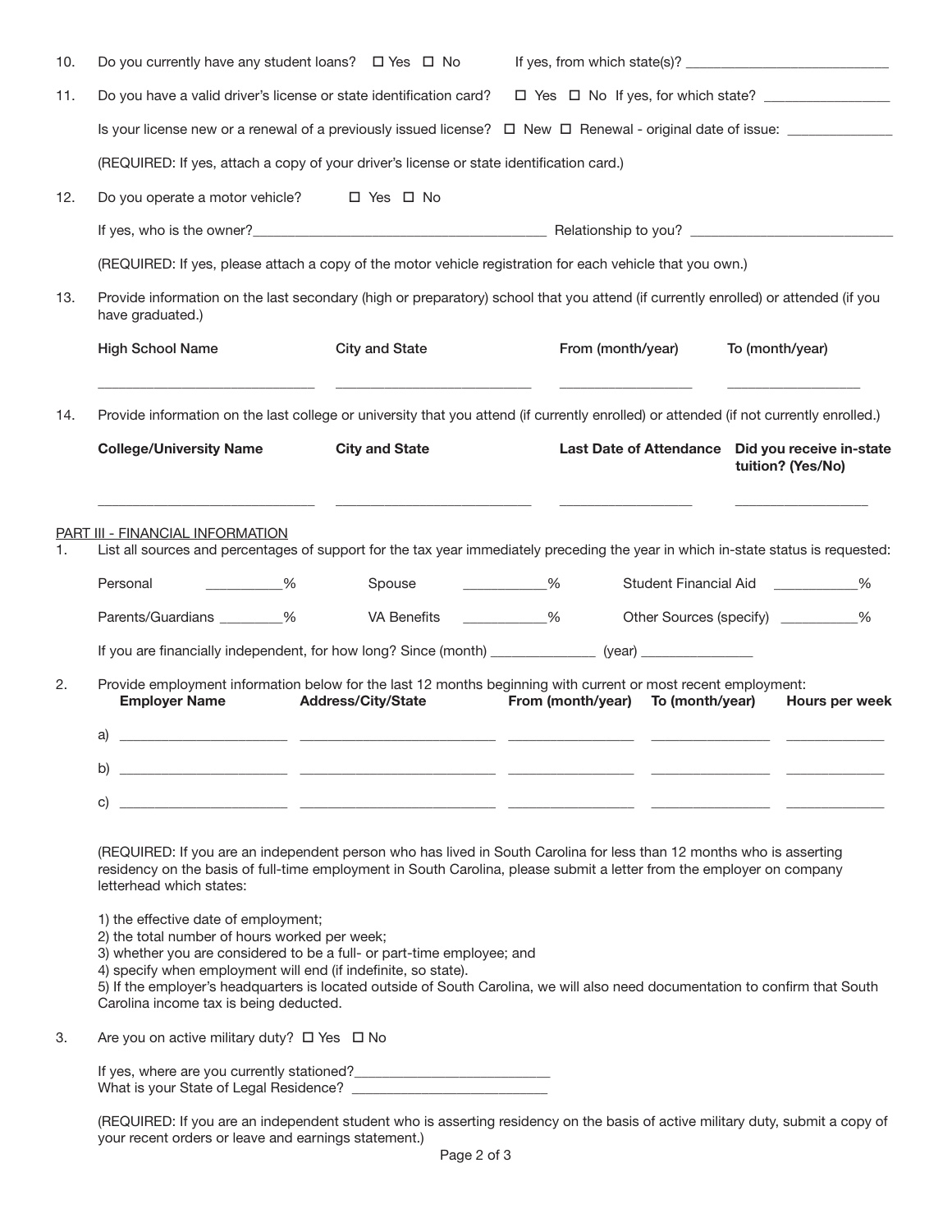10. Do you currently have any student loans? ☐ Yes ☐ No If yes, from which state(s)? ___________________________

11. Do you have a valid driver's license or state identification card? ☐ Yes ☐ No If yes, for which state? _________________

    Is your license new or a renewal of a previously issued license? ☐ New ☐ Renewal - original date of issue: ______________

    (REQUIRED: If yes, attach a copy of your driver's license or state identification card.)

12. Do you operate a motor vehicle? ☐ Yes ☐ No

    If yes, who is the owner?________________________________________ Relationship to you? ___________________________

    (REQUIRED: If yes, please attach a copy of the motor vehicle registration for each vehicle that you own.)

13. Provide information on the last secondary (high or preparatory) school that you attend (if currently enrolled) or attended (if you have graduated.)

| High School Name | City and State | From (month/year) | To (month/year) |
|---|---|---|---|
| _____________________________ | __________________________ | __________________ | __________________ |

14. Provide information on the last college or university that you attend (if currently enrolled) or attended (if not currently enrolled.)

| College/University Name | City and State | Last Date of Attendance | Did you receive in-state tuition? (Yes/No) |
|---|---|---|---|
| _____________________________ | __________________________ | __________________ | __________________ |

PART III - FINANCIAL INFORMATION

1. List all sources and percentages of support for the tax year immediately preceding the year in which in-state status is requested:

   Personal __________% Spouse ___________% Student Financial Aid ___________%

   Parents/Guardians ________% VA Benefits ___________% Other Sources (specify) __________%

   If you are financially independent, for how long? Since (month) ______________ (year) _______________

2. Provide employment information below for the last 12 months beginning with current or most recent employment:

| | Employer Name | Address/City/State | From (month/year) | To (month/year) | Hours per week |
|---|---|---|---|---|---|
| a) | _______________________ | ___________________________ | _________________ | ________________ | _____________ |
| b) | _______________________ | ___________________________ | _________________ | ________________ | _____________ |
| c) | _______________________ | ___________________________ | _________________ | ________________ | _____________ |

   (REQUIRED: If you are an independent person who has lived in South Carolina for less than 12 months who is asserting residency on the basis of full-time employment in South Carolina, please submit a letter from the employer on company letterhead which states:

   1) the effective date of employment;
   2) the total number of hours worked per week;
   3) whether you are considered to be a full- or part-time employee; and
   4) specify when employment will end (if indefinite, so state).
   5) If the employer's headquarters is located outside of South Carolina, we will also need documentation to confirm that South Carolina income tax is being deducted.

3. Are you on active military duty? ☐ Yes ☐ No

   If yes, where are you currently stationed?__________________________
   What is your State of Legal Residence? __________________________

   (REQUIRED: If you are an independent student who is asserting residency on the basis of active military duty, submit a copy of your recent orders or leave and earnings statement.)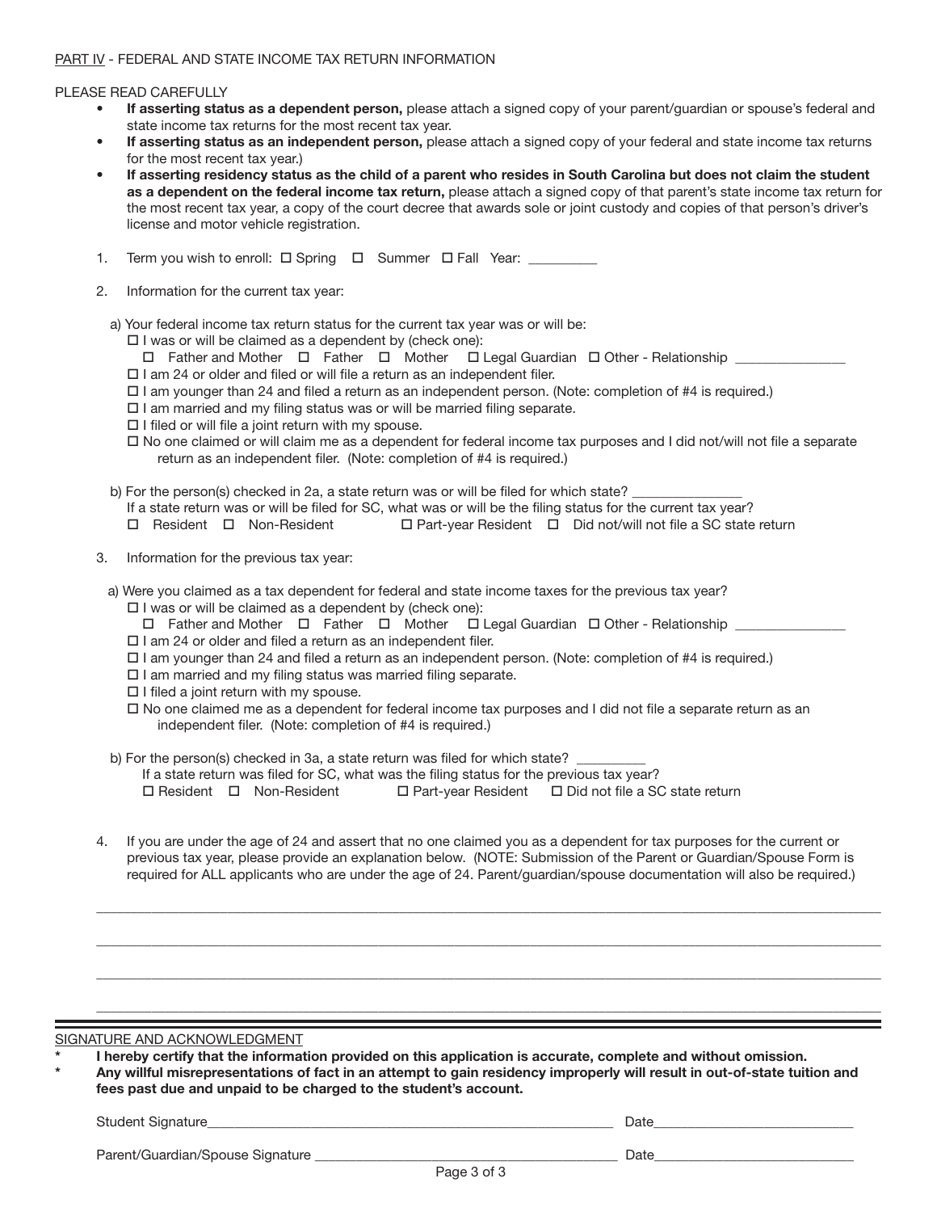PART IV - FEDERAL AND STATE INCOME TAX RETURN INFORMATION

PLEASE READ CAREFULLY

- **If asserting status as a dependent person,** please attach a signed copy of your parent/guardian or spouse's federal and state income tax returns for the most recent tax year.
- **If asserting status as an independent person,** please attach a signed copy of your federal and state income tax returns for the most recent tax year.)
- **If asserting residency status as the child of a parent who resides in South Carolina but does not claim the student as a dependent on the federal income tax return,** please attach a signed copy of that parent's state income tax return for the most recent tax year, a copy of the court decree that awards sole or joint custody and copies of that person's driver's license and motor vehicle registration.

1. Term you wish to enroll: ☐ Spring ☐ Summer ☐ Fall Year: _________

2. Information for the current tax year:

   a) Your federal income tax return status for the current tax year was or will be:
   ☐ I was or will be claimed as a dependent by (check one):
   ☐ Father and Mother ☐ Father ☐ Mother ☐ Legal Guardian ☐ Other - Relationship _______________
   ☐ I am 24 or older and filed or will file a return as an independent filer.
   ☐ I am younger than 24 and filed a return as an independent person. (Note: completion of #4 is required.)
   ☐ I am married and my filing status was or will be married filing separate.
   ☐ I filed or will file a joint return with my spouse.
   ☐ No one claimed or will claim me as a dependent for federal income tax purposes and I did not/will not file a separate return as an independent filer. (Note: completion of #4 is required.)

   b) For the person(s) checked in 2a, a state return was or will be filed for which state? _______________
   If a state return was or will be filed for SC, what was or will be the filing status for the current tax year?
   ☐ Resident ☐ Non-Resident ☐ Part-year Resident ☐ Did not/will not file a SC state return

3. Information for the previous tax year:

   a) Were you claimed as a tax dependent for federal and state income taxes for the previous tax year?
   ☐ I was or will be claimed as a dependent by (check one):
   ☐ Father and Mother ☐ Father ☐ Mother ☐ Legal Guardian ☐ Other - Relationship _______________
   ☐ I am 24 or older and filed a return as an independent filer.
   ☐ I am younger than 24 and filed a return as an independent person. (Note: completion of #4 is required.)
   ☐ I am married and my filing status was married filing separate.
   ☐ I filed a joint return with my spouse.
   ☐ No one claimed me as a dependent for federal income tax purposes and I did not file a separate return as an independent filer. (Note: completion of #4 is required.)

   b) For the person(s) checked in 3a, a state return was filed for which state? _________
   If a state return was filed for SC, what was the filing status for the previous tax year?
   ☐ Resident ☐ Non-Resident ☐ Part-year Resident ☐ Did not file a SC state return

4. If you are under the age of 24 and assert that no one claimed you as a dependent for tax purposes for the current or previous tax year, please provide an explanation below. (NOTE: Submission of the Parent or Guardian/Spouse Form is required for ALL applicants who are under the age of 24. Parent/guardian/spouse documentation will also be required.)

______________________________________________________________________________

______________________________________________________________________________

______________________________________________________________________________

______________________________________________________________________________

SIGNATURE AND ACKNOWLEDGMENT

\* **I hereby certify that the information provided on this application is accurate, complete and without omission.**

\* **Any willful misrepresentations of fact in an attempt to gain residency improperly will result in out-of-state tuition and fees past due and unpaid to be charged to the student's account.**

Student Signature____________________________________________ Date___________________________

Parent/Guardian/Spouse Signature ______________________________ Date___________________________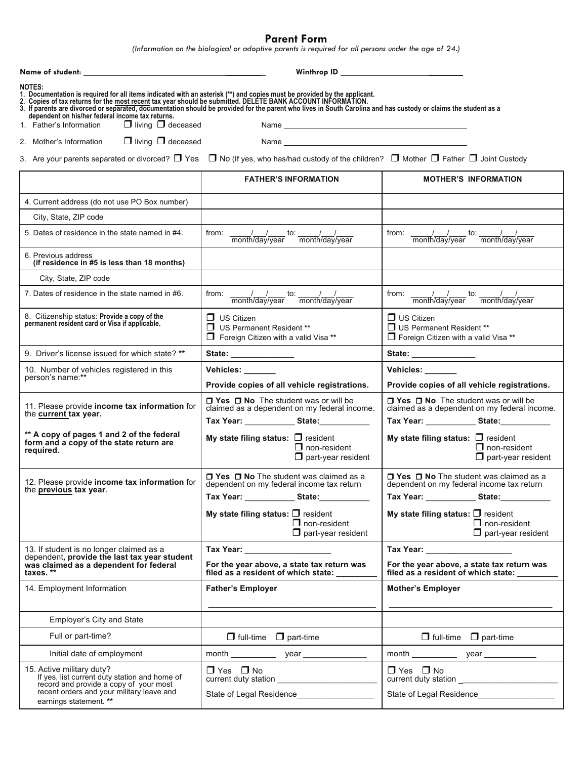# Parent Form

*(Information on the biological or adoptive parents is required for all persons under the age of 24.)*

**Name of student:** ____________________________________________ **Winthrop ID** ______________________________

**NOTES:**

1. **Documentation is required for all items indicated with an asterisk (\*\*) and copies must be provided by the applicant.**
2. **Copies of tax returns for the most recent tax year should be submitted. DELETE BANK ACCOUNT INFORMATION.**
3. **If parents are divorced or separated, documentation should be provided for the parent who lives in South Carolina and has custody or claims the student as a dependent on his/her federal income tax returns.**

1. Father's Information ☐ living ☐ deceased Name ________________________________________________
2. Mother's Information ☐ living ☐ deceased Name ________________________________________________
3. Are your parents separated or divorced? ☐ Yes ☐ No (If yes, who has/had custody of the children? ☐ Mother ☐ Father ☐ Joint Custody

| | FATHER'S INFORMATION | MOTHER'S INFORMATION |
|---|---|---|
| 4. Current address (do not use PO Box number) | | |
| City, State, ZIP code | | |
| 5. Dates of residence in the state named in #4. | from: ____/____/____ to: ____/____/____ month/day/year month/day/year | from: ____/____/____ to: ____/____/____ month/day/year month/day/year |
| 6. Previous address **(if residence in #5 is less than 18 months)** | | |
| City, State, ZIP code | | |
| 7. Dates of residence in the state named in #6. | from: ____/____/____ to: ____/____/____ month/day/year month/day/year | from: ____/____/____ to: ____/____/____ month/day/year month/day/year |
| 8. Citizenship status: **Provide a copy of the permanent resident card or Visa if applicable.** | ☐ US Citizen<br>☐ US Permanent Resident \*\*<br>☐ Foreign Citizen with a valid Visa \*\* | ☐ US Citizen<br>☐ US Permanent Resident \*\*<br>☐ Foreign Citizen with a valid Visa \*\* |
| 9. Driver's license issued for which state? \*\* | **State:** ______________ | **State:** ______________ |
| 10. Number of vehicles registered in this person's name:\*\* | **Vehicles:** _______<br>**Provide copies of all vehicle registrations.** | **Vehicles:** _______<br>**Provide copies of all vehicle registrations.** |
| 11. Please provide **income tax information** for the **current** tax year.<br>**\*\* A copy of pages 1 and 2 of the federal form and a copy of the state return are required.** | **☐ Yes ☐ No** The student was or will be claimed as a dependent on my federal income.<br>**Tax Year:** ___________ **State:**___________<br>**My state filing status:** ☐ resident ☐ non-resident ☐ part-year resident | **☐ Yes ☐ No** The student was or will be claimed as a dependent on my federal income.<br>**Tax Year:** ___________ **State:**___________<br>**My state filing status:** ☐ resident ☐ non-resident ☐ part-year resident |
| 12. Please provide **income tax information** for the **previous** tax year. | **☐ Yes ☐ No** The student was claimed as a dependent on my federal income tax return<br>**Tax Year:** ___________ **State:**___________<br>**My state filing status:** ☐ resident ☐ non-resident ☐ part-year resident | **☐ Yes ☐ No** The student was claimed as a dependent on my federal income tax return<br>**Tax Year:** ___________ **State:**___________<br>**My state filing status:** ☐ resident ☐ non-resident ☐ part-year resident |
| 13. If student is no longer claimed as a dependent**, provide the last tax year student was claimed as a dependent for federal taxes. \*\*** | **Tax Year:** ___________________<br>**For the year above, a state tax return was filed as a resident of which state:** _________ | **Tax Year:** ___________________<br>**For the year above, a state tax return was filed as a resident of which state:** _________ |
| 14. Employment Information | **Father's Employer**<br>____________________________________ | **Mother's Employer**<br>____________________________________ |
| Employer's City and State | | |
| Full or part-time? | ☐ full-time ☐ part-time | ☐ full-time ☐ part-time |
| Initial date of employment | month __________ year ______________ | month __________ year ____________ |
| 15. Active military duty? If yes, list current duty station and home of record and provide a copy of your most recent orders and your military leave and earnings statement. \*\* | ☐ Yes ☐ No<br>current duty station ______________________<br>State of Legal Residence_________________ | ☐ Yes ☐ No<br>current duty station ______________________<br>State of Legal Residence_________________ |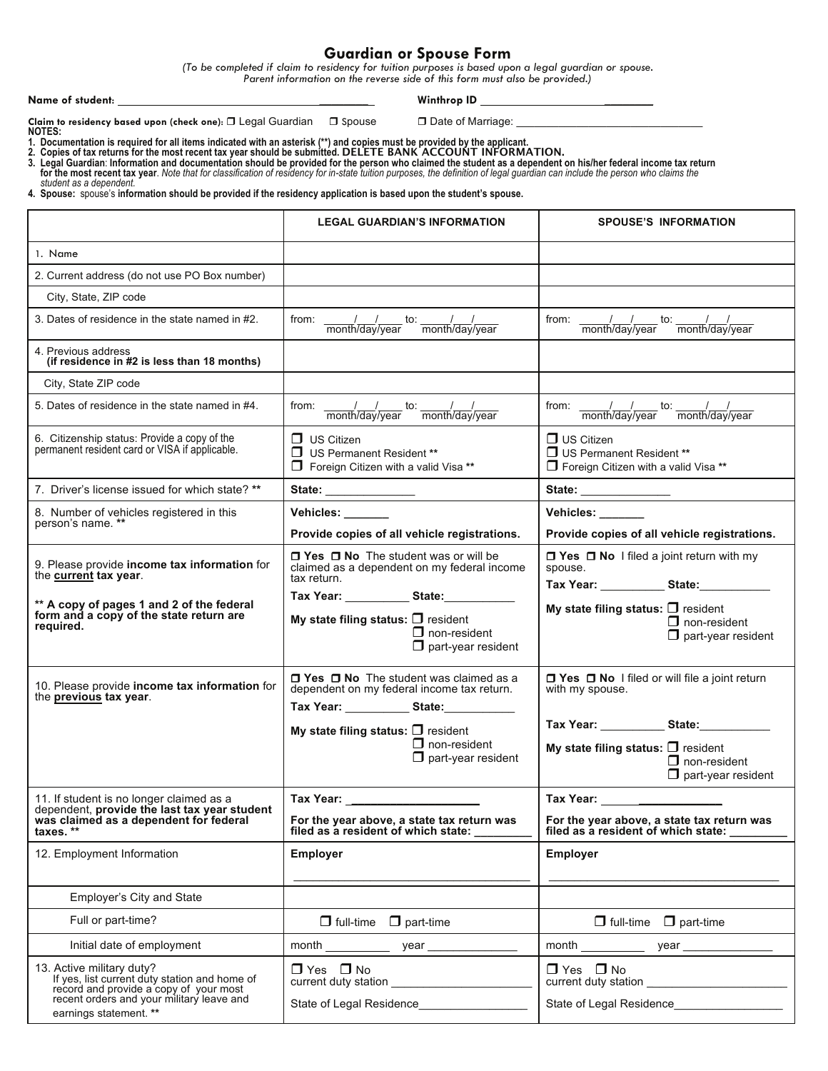# Guardian or Spouse Form

*(To be completed if claim to residency for tuition purposes is based upon a legal guardian or spouse. Parent information on the reverse side of this form must also be provided.)*

**Name of student:** ______________________________ **Winthrop ID** ______________________________

**Claim to residency based upon (check one):** ❐ Legal Guardian ❐ Spouse ❐ Date of Marriage: ______________________________

**NOTES:**

1. **Documentation is required for all items indicated with an asterisk (**) and copies must be provided by the applicant.**
2. **Copies of tax returns for the most recent tax year should be submitted. DELETE BANK ACCOUNT INFORMATION.**
3. **Legal Guardian**: **Information and documentation should be provided for the person who claimed the student as a dependent on his/her federal income tax return for the most recent tax year**. *Note that for classification of residency for in-state tuition purposes, the definition of legal guardian can include the person who claims the student as a dependent.*
4. **Spouse:** spouse's **information should be provided if the residency application is based upon the student's spouse.**

| | LEGAL GUARDIAN'S INFORMATION | SPOUSE'S INFORMATION |
|---|---|---|
| 1. Name | | |
| 2. Current address (do not use PO Box number) | | |
| City, State, ZIP code | | |
| 3. Dates of residence in the state named in #2. | from: ___/___/___ to: ___/___/___ (month/day/year) | from: ___/___/___ to: ___/___/___ (month/day/year) |
| 4. Previous address **(if residence in #2 is less than 18 months)** | | |
| City, State ZIP code | | |
| 5. Dates of residence in the state named in #4. | from: ___/___/___ to: ___/___/___ (month/day/year) | from: ___/___/___ to: ___/___/___ (month/day/year) |
| 6. Citizenship status: Provide a copy of the permanent resident card or VISA if applicable. | ❐ US Citizen ❐ US Permanent Resident ** ❐ Foreign Citizen with a valid Visa ** | ❐ US Citizen ❐ US Permanent Resident ** ❐ Foreign Citizen with a valid Visa ** |
| 7. Driver's license issued for which state? ** | **State:** ______________ | **State:** ______________ |
| 8. Number of vehicles registered in this person's name. ** | **Vehicles:** _______ **Provide copies of all vehicle registrations.** | **Vehicles:** _______ **Provide copies of all vehicle registrations.** |
| 9. Please provide **income tax information** for the **current tax year**. **** A copy of pages 1 and 2 of the federal form and a copy of the state return are required.** | ❐ **Yes** ❐ **No** The student was or will be claimed as a dependent on my federal income tax return. **Tax Year:** __________ **State:**___________ **My state filing status:** ❐ resident ❐ non-resident ❐ part-year resident | ❐ **Yes** ❐ **No** I filed a joint return with my spouse. **Tax Year:** __________ **State:**___________ **My state filing status:** ❐ resident ❐ non-resident ❐ part-year resident |
| 10. Please provide **income tax information** for the **previous tax year**. | ❐ **Yes** ❐ **No** The student was claimed as a dependent on my federal income tax return. **Tax Year:** __________ **State:**___________ **My state filing status:** ❐ resident ❐ non-resident ❐ part-year resident | ❐ **Yes** ❐ **No** I filed or will file a joint return with my spouse. **Tax Year:** __________ **State:**___________ **My state filing status:** ❐ resident ❐ non-resident ❐ part-year resident |
| 11. If student is no longer claimed as a dependent, **provide the last tax year student was claimed as a dependent for federal taxes. **** | **Tax Year:** ___________________ **For the year above, a state tax return was filed as a resident of which state:** _________ | **Tax Year:** ___________________ **For the year above, a state tax return was filed as a resident of which state:** _________ |
| 12. Employment Information | **Employer** ______________________________ | **Employer** ______________________________ |
| Employer's City and State | | |
| Full or part-time? | ❐ full-time ❐ part-time | ❐ full-time ❐ part-time |
| Initial date of employment | month __________ year ______________ | month __________ year ______________ |
| 13. Active military duty? If yes, list current duty station and home of record and provide a copy of your most recent orders and your military leave and earnings statement. ** | ❐ Yes ❐ No current duty station ______________________ State of Legal Residence_________________ | ❐ Yes ❐ No current duty station ______________________ State of Legal Residence_________________ |